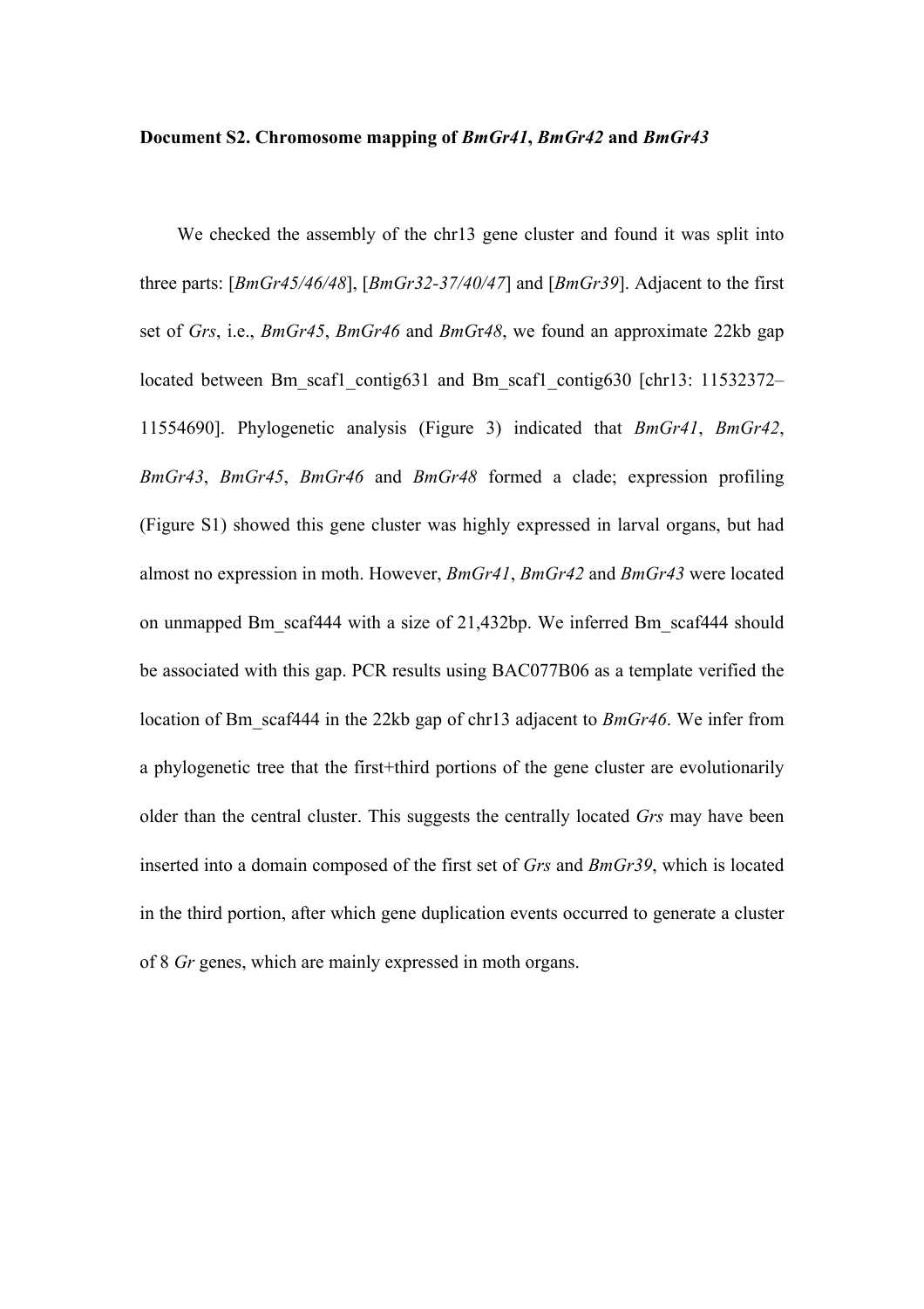**Document S2. Chromosome mapping of *BmGr41*, *BmGr42* and *BmGr43***

We checked the assembly of the chr13 gene cluster and found it was split into three parts: [*BmGr45/46/48*], [*BmGr32-37/40/47*] and [*BmGr39*]. Adjacent to the first set of *Grs*, i.e., *BmGr45*, *BmGr46* and *BmGr48*, we found an approximate 22kb gap located between Bm_scaf1_contig631 and Bm_scaf1_contig630 [chr13: 11532372–11554690]. Phylogenetic analysis (Figure 3) indicated that *BmGr41*, *BmGr42*, *BmGr43*, *BmGr45*, *BmGr46* and *BmGr48* formed a clade; expression profiling (Figure S1) showed this gene cluster was highly expressed in larval organs, but had almost no expression in moth. However, *BmGr41*, *BmGr42* and *BmGr43* were located on unmapped Bm_scaf444 with a size of 21,432bp. We inferred Bm_scaf444 should be associated with this gap. PCR results using BAC077B06 as a template verified the location of Bm_scaf444 in the 22kb gap of chr13 adjacent to *BmGr46*. We infer from a phylogenetic tree that the first+third portions of the gene cluster are evolutionarily older than the central cluster. This suggests the centrally located *Grs* may have been inserted into a domain composed of the first set of *Grs* and *BmGr39*, which is located in the third portion, after which gene duplication events occurred to generate a cluster of 8 *Gr* genes, which are mainly expressed in moth organs.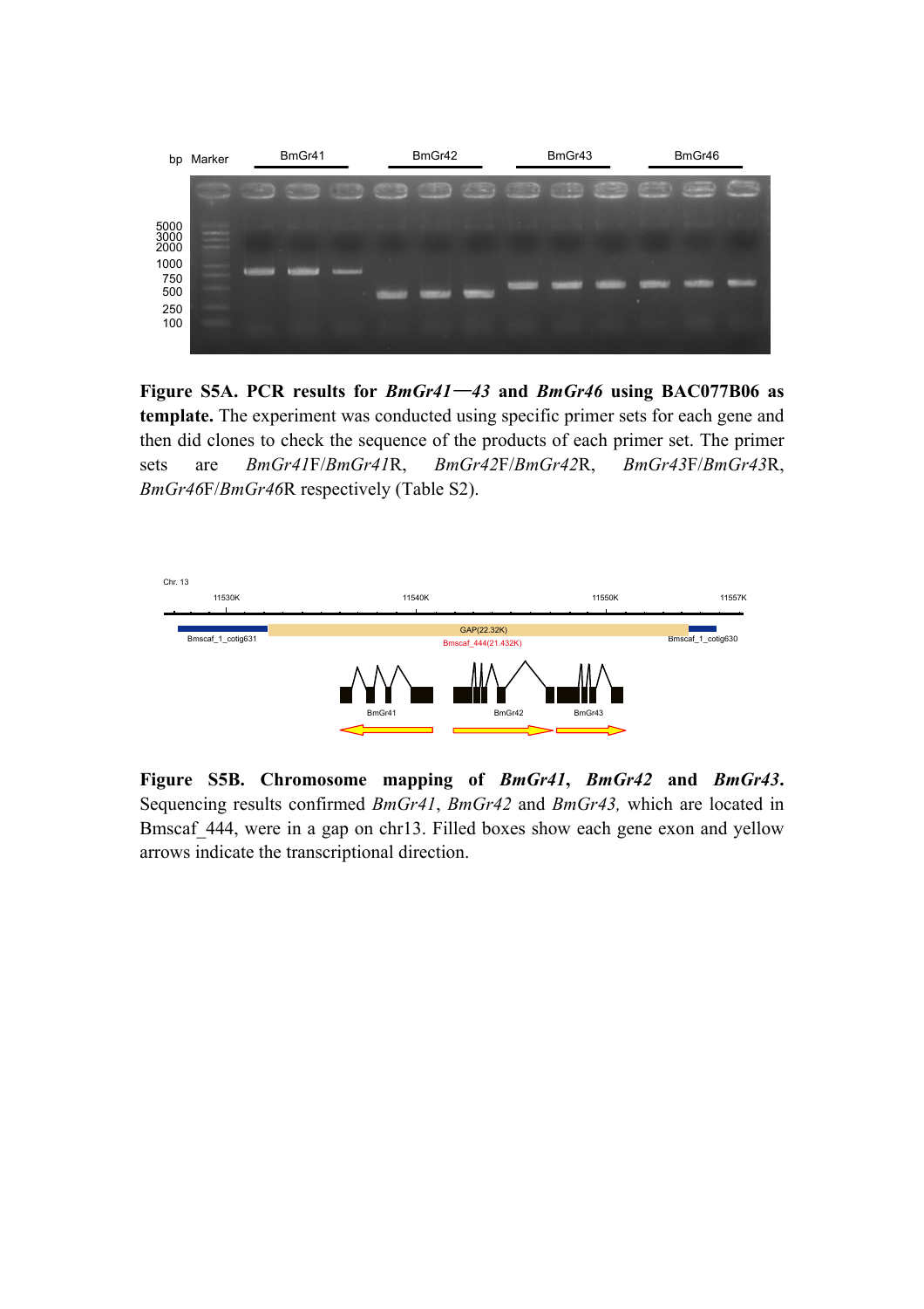bp Marker

BmGr41 BmGr42 BmGr43 BmGr46

5000
3000
2000
1000
750
500
250
100

**Figure S5A. PCR results for *BmGr41*—*43* and *BmGr46* using BAC077B06 as template.** The experiment was conducted using specific primer sets for each gene and then did clones to check the sequence of the products of each primer set. The primer sets are *BmGr41*F/*BmGr41*R, *BmGr42*F/*BmGr42*R, *BmGr43*F/*BmGr43*R, *BmGr46*F/*BmGr46*R respectively (Table S2).

Chr. 13

11530K 11540K 11550K 11557K

GAP(22.32K)

Bmscaf_1_cotig631 Bmscaf_444(21.432K) Bmscaf_1_cotig630

BmGr41 BmGr42 BmGr43

**Figure S5B. Chromosome mapping of *BmGr41*, *BmGr42* and *BmGr43*.** Sequencing results confirmed *BmGr41*, *BmGr42* and *BmGr43,* which are located in Bmscaf_444, were in a gap on chr13. Filled boxes show each gene exon and yellow arrows indicate the transcriptional direction.